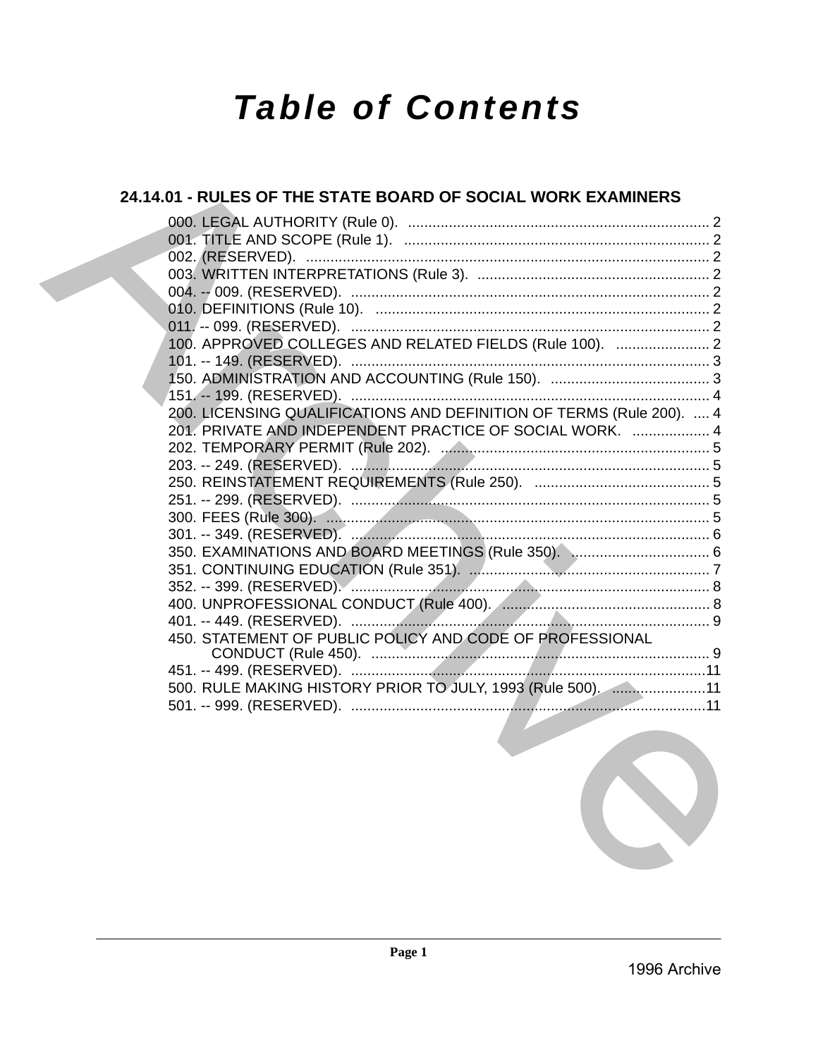# Table of Contents

## 24.14.01 - RULES OF THE STATE BOARD OF SOCIAL WORK EXAMINERS

000. LEGAL AUTHORITY (Rule 0). .......... 2
001. TITLE AND SCOPE (Rule 1). .......... 2
002. (RESERVED). .......... 2
003. WRITTEN INTERPRETATIONS (Rule 3). .......... 2
004. -- 009. (RESERVED). .......... 2
010. DEFINITIONS (Rule 10). .......... 2
011. -- 099. (RESERVED). .......... 2
100. APPROVED COLLEGES AND RELATED FIELDS (Rule 100). .......... 2
101. -- 149. (RESERVED). .......... 3
150. ADMINISTRATION AND ACCOUNTING (Rule 150). .......... 3
151. -- 199. (RESERVED). .......... 4
200. LICENSING QUALIFICATIONS AND DEFINITION OF TERMS (Rule 200). .......... 4
201. PRIVATE AND INDEPENDENT PRACTICE OF SOCIAL WORK. .......... 4
202. TEMPORARY PERMIT (Rule 202). .......... 5
203. -- 249. (RESERVED). .......... 5
250. REINSTATEMENT REQUIREMENTS (Rule 250). .......... 5
251. -- 299. (RESERVED). .......... 5
300. FEES (Rule 300). .......... 5
301. -- 349. (RESERVED). .......... 6
350. EXAMINATIONS AND BOARD MEETINGS (Rule 350). .......... 6
351. CONTINUING EDUCATION (Rule 351). .......... 7
352. -- 399. (RESERVED). .......... 8
400. UNPROFESSIONAL CONDUCT (Rule 400). .......... 8
401. -- 449. (RESERVED). .......... 9
450. STATEMENT OF PUBLIC POLICY AND CODE OF PROFESSIONAL CONDUCT (Rule 450). .......... 9
451. -- 499. (RESERVED). .......... 11
500. RULE MAKING HISTORY PRIOR TO JULY, 1993 (Rule 500). .......... 11
501. -- 999. (RESERVED). .......... 11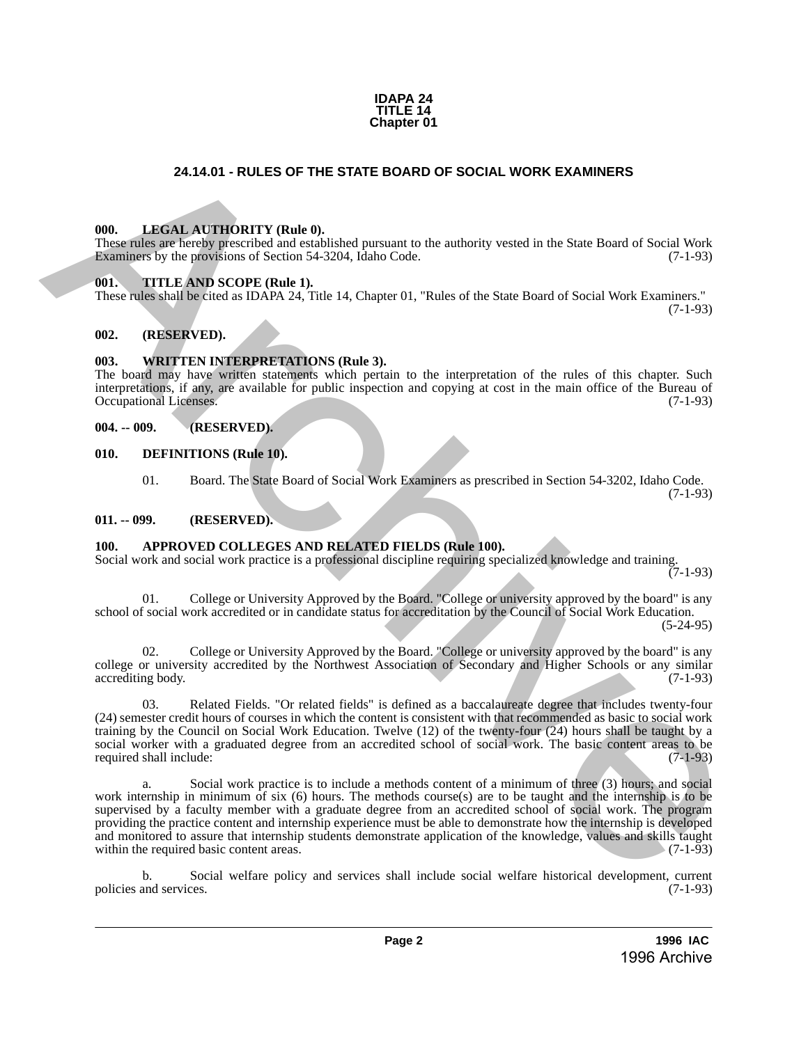**IDAPA 24**
**TITLE 14**
**Chapter 01**

# 24.14.01 - RULES OF THE STATE BOARD OF SOCIAL WORK EXAMINERS

**000. LEGAL AUTHORITY (Rule 0).**
These rules are hereby prescribed and established pursuant to the authority vested in the State Board of Social Work Examiners by the provisions of Section 54-3204, Idaho Code. (7-1-93)

**001. TITLE AND SCOPE (Rule 1).**
These rules shall be cited as IDAPA 24, Title 14, Chapter 01, "Rules of the State Board of Social Work Examiners." (7-1-93)

**002. (RESERVED).**

**003. WRITTEN INTERPRETATIONS (Rule 3).**
The board may have written statements which pertain to the interpretation of the rules of this chapter. Such interpretations, if any, are available for public inspection and copying at cost in the main office of the Bureau of Occupational Licenses. (7-1-93)

**004. -- 009. (RESERVED).**

**010. DEFINITIONS (Rule 10).**

01. Board. The State Board of Social Work Examiners as prescribed in Section 54-3202, Idaho Code. (7-1-93)

**011. -- 099. (RESERVED).**

**100. APPROVED COLLEGES AND RELATED FIELDS (Rule 100).**
Social work and social work practice is a professional discipline requiring specialized knowledge and training. (7-1-93)

01. College or University Approved by the Board. "College or university approved by the board" is any school of social work accredited or in candidate status for accreditation by the Council of Social Work Education. (5-24-95)

02. College or University Approved by the Board. "College or university approved by the board" is any college or university accredited by the Northwest Association of Secondary and Higher Schools or any similar accrediting body. (7-1-93)

03. Related Fields. "Or related fields" is defined as a baccalaureate degree that includes twenty-four (24) semester credit hours of courses in which the content is consistent with that recommended as basic to social work training by the Council on Social Work Education. Twelve (12) of the twenty-four (24) hours shall be taught by a social worker with a graduated degree from an accredited school of social work. The basic content areas to be required shall include: (7-1-93)

a. Social work practice is to include a methods content of a minimum of three (3) hours; and social work internship in minimum of six (6) hours. The methods course(s) are to be taught and the internship is to be supervised by a faculty member with a graduate degree from an accredited school of social work. The program providing the practice content and internship experience must be able to demonstrate how the internship is developed and monitored to assure that internship students demonstrate application of the knowledge, values and skills taught within the required basic content areas. (7-1-93)

b. Social welfare policy and services shall include social welfare historical development, current policies and services. (7-1-93)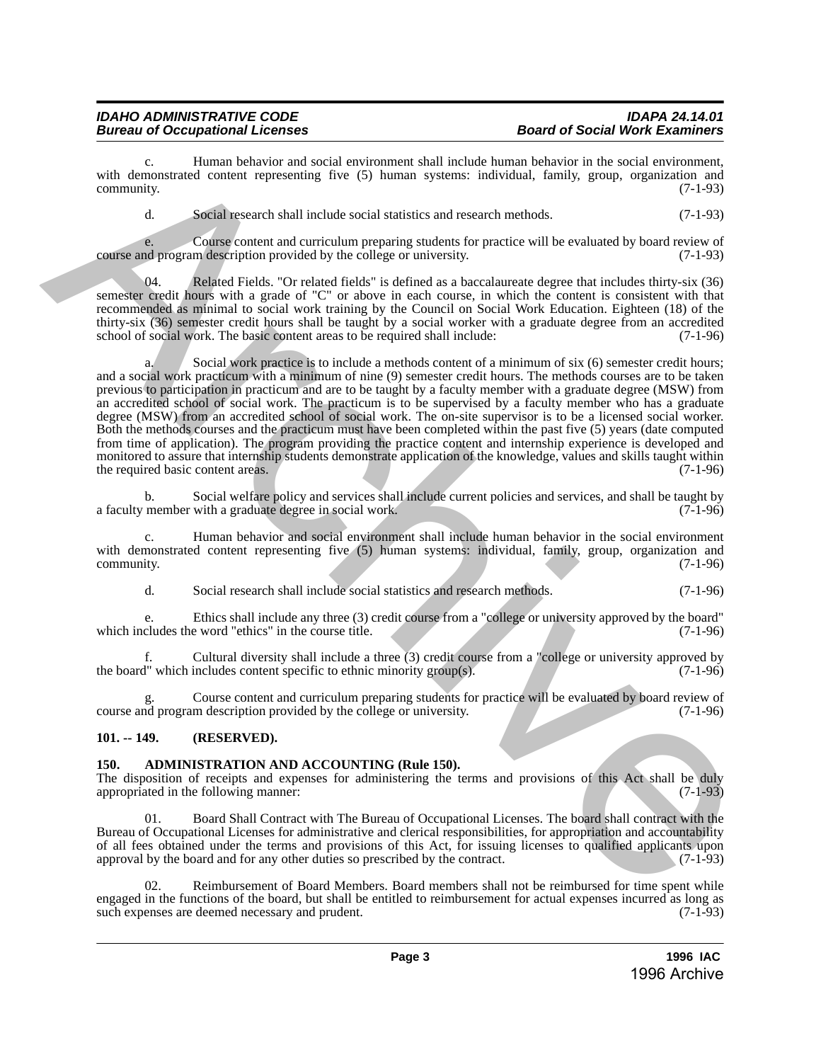c. Human behavior and social environment shall include human behavior in the social environment, with demonstrated content representing five (5) human systems: individual, family, group, organization and community. (7-1-93)

d. Social research shall include social statistics and research methods. (7-1-93)

e. Course content and curriculum preparing students for practice will be evaluated by board review of course and program description provided by the college or university. (7-1-93)

04. Related Fields. "Or related fields" is defined as a baccalaureate degree that includes thirty-six (36) semester credit hours with a grade of "C" or above in each course, in which the content is consistent with that recommended as minimal to social work training by the Council on Social Work Education. Eighteen (18) of the thirty-six (36) semester credit hours shall be taught by a social worker with a graduate degree from an accredited school of social work. The basic content areas to be required shall include: (7-1-96)

a. Social work practice is to include a methods content of a minimum of six (6) semester credit hours; and a social work practicum with a minimum of nine (9) semester credit hours. The methods courses are to be taken previous to participation in practicum and are to be taught by a faculty member with a graduate degree (MSW) from an accredited school of social work. The practicum is to be supervised by a faculty member who has a graduate degree (MSW) from an accredited school of social work. The on-site supervisor is to be a licensed social worker. Both the methods courses and the practicum must have been completed within the past five (5) years (date computed from time of application). The program providing the practice content and internship experience is developed and monitored to assure that internship students demonstrate application of the knowledge, values and skills taught within the required basic content areas. (7-1-96)

b. Social welfare policy and services shall include current policies and services, and shall be taught by a faculty member with a graduate degree in social work. (7-1-96)

c. Human behavior and social environment shall include human behavior in the social environment with demonstrated content representing five (5) human systems: individual, family, group, organization and community. (7-1-96)

d. Social research shall include social statistics and research methods. (7-1-96)

e. Ethics shall include any three (3) credit course from a "college or university approved by the board" which includes the word "ethics" in the course title. (7-1-96)

f. Cultural diversity shall include a three (3) credit course from a "college or university approved by the board" which includes content specific to ethnic minority group(s). (7-1-96)

g. Course content and curriculum preparing students for practice will be evaluated by board review of course and program description provided by the college or university. (7-1-96)

**101. -- 149. (RESERVED).**

**150. ADMINISTRATION AND ACCOUNTING (Rule 150).**

The disposition of receipts and expenses for administering the terms and provisions of this Act shall be duly appropriated in the following manner: (7-1-93)

01. Board Shall Contract with The Bureau of Occupational Licenses. The board shall contract with the Bureau of Occupational Licenses for administrative and clerical responsibilities, for appropriation and accountability of all fees obtained under the terms and provisions of this Act, for issuing licenses to qualified applicants upon approval by the board and for any other duties so prescribed by the contract. (7-1-93)

02. Reimbursement of Board Members. Board members shall not be reimbursed for time spent while engaged in the functions of the board, but shall be entitled to reimbursement for actual expenses incurred as long as such expenses are deemed necessary and prudent. (7-1-93)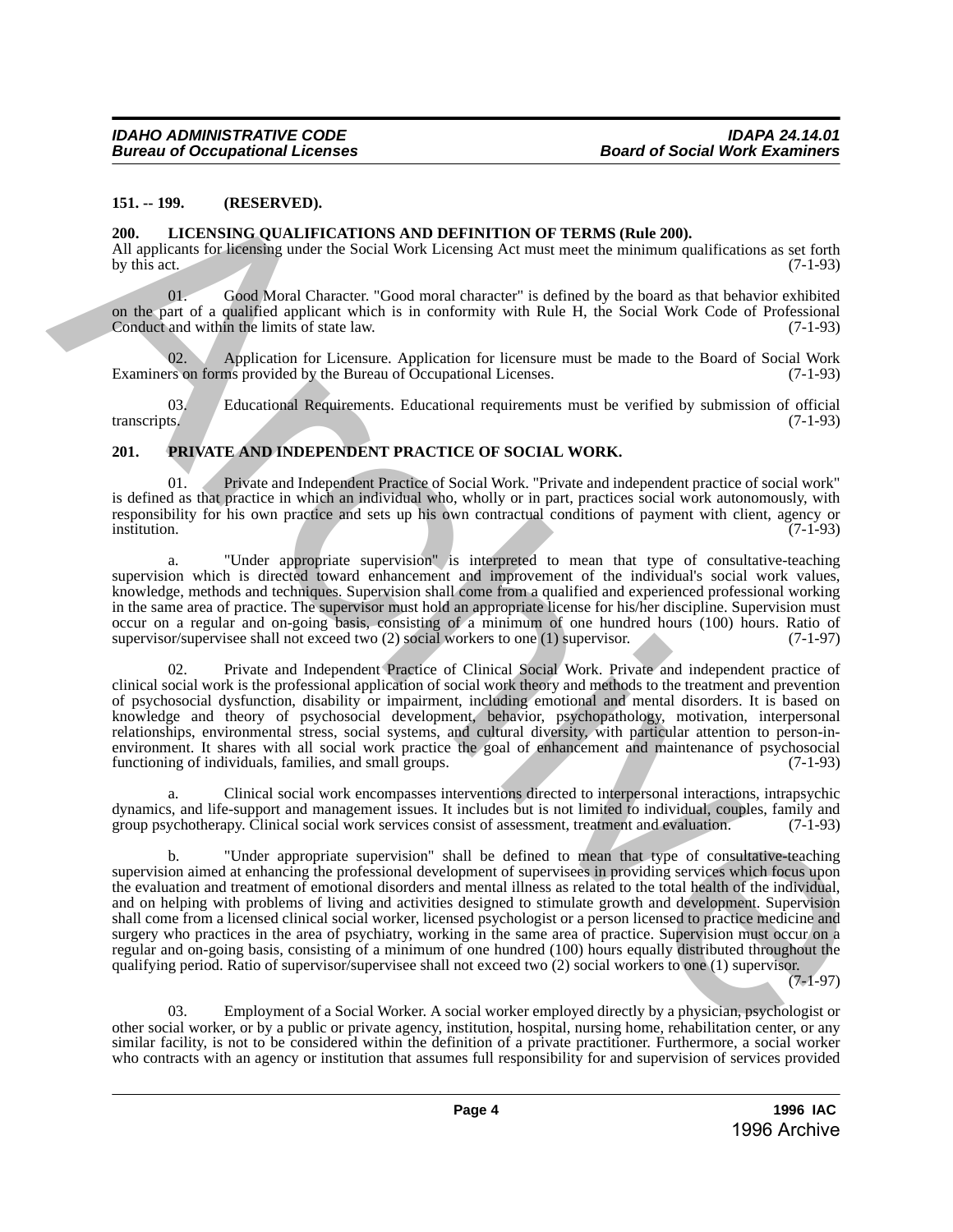### 151. -- 199. (RESERVED).

### 200. LICENSING QUALIFICATIONS AND DEFINITION OF TERMS (Rule 200).

All applicants for licensing under the Social Work Licensing Act must meet the minimum qualifications as set forth by this act. (7-1-93)

01. Good Moral Character. "Good moral character" is defined by the board as that behavior exhibited on the part of a qualified applicant which is in conformity with Rule H, the Social Work Code of Professional Conduct and within the limits of state law. (7-1-93)

02. Application for Licensure. Application for licensure must be made to the Board of Social Work Examiners on forms provided by the Bureau of Occupational Licenses. (7-1-93)

03. Educational Requirements. Educational requirements must be verified by submission of official transcripts. (7-1-93)

### 201. PRIVATE AND INDEPENDENT PRACTICE OF SOCIAL WORK.

01. Private and Independent Practice of Social Work. "Private and independent practice of social work" is defined as that practice in which an individual who, wholly or in part, practices social work autonomously, with responsibility for his own practice and sets up his own contractual conditions of payment with client, agency or institution. (7-1-93)

a. "Under appropriate supervision" is interpreted to mean that type of consultative-teaching supervision which is directed toward enhancement and improvement of the individual's social work values, knowledge, methods and techniques. Supervision shall come from a qualified and experienced professional working in the same area of practice. The supervisor must hold an appropriate license for his/her discipline. Supervision must occur on a regular and on-going basis, consisting of a minimum of one hundred hours (100) hours. Ratio of supervisor/supervisee shall not exceed two (2) social workers to one (1) supervisor. (7-1-97)

02. Private and Independent Practice of Clinical Social Work. Private and independent practice of clinical social work is the professional application of social work theory and methods to the treatment and prevention of psychosocial dysfunction, disability or impairment, including emotional and mental disorders. It is based on knowledge and theory of psychosocial development, behavior, psychopathology, motivation, interpersonal relationships, environmental stress, social systems, and cultural diversity, with particular attention to person-in-environment. It shares with all social work practice the goal of enhancement and maintenance of psychosocial functioning of individuals, families, and small groups. (7-1-93)

a. Clinical social work encompasses interventions directed to interpersonal interactions, intrapsychic dynamics, and life-support and management issues. It includes but is not limited to individual, couples, family and group psychotherapy. Clinical social work services consist of assessment, treatment and evaluation. (7-1-93)

b. "Under appropriate supervision" shall be defined to mean that type of consultative-teaching supervision aimed at enhancing the professional development of supervisees in providing services which focus upon the evaluation and treatment of emotional disorders and mental illness as related to the total health of the individual, and on helping with problems of living and activities designed to stimulate growth and development. Supervision shall come from a licensed clinical social worker, licensed psychologist or a person licensed to practice medicine and surgery who practices in the area of psychiatry, working in the same area of practice. Supervision must occur on a regular and on-going basis, consisting of a minimum of one hundred (100) hours equally distributed throughout the qualifying period. Ratio of supervisor/supervisee shall not exceed two (2) social workers to one (1) supervisor. (7-1-97)

03. Employment of a Social Worker. A social worker employed directly by a physician, psychologist or other social worker, or by a public or private agency, institution, hospital, nursing home, rehabilitation center, or any similar facility, is not to be considered within the definition of a private practitioner. Furthermore, a social worker who contracts with an agency or institution that assumes full responsibility for and supervision of services provided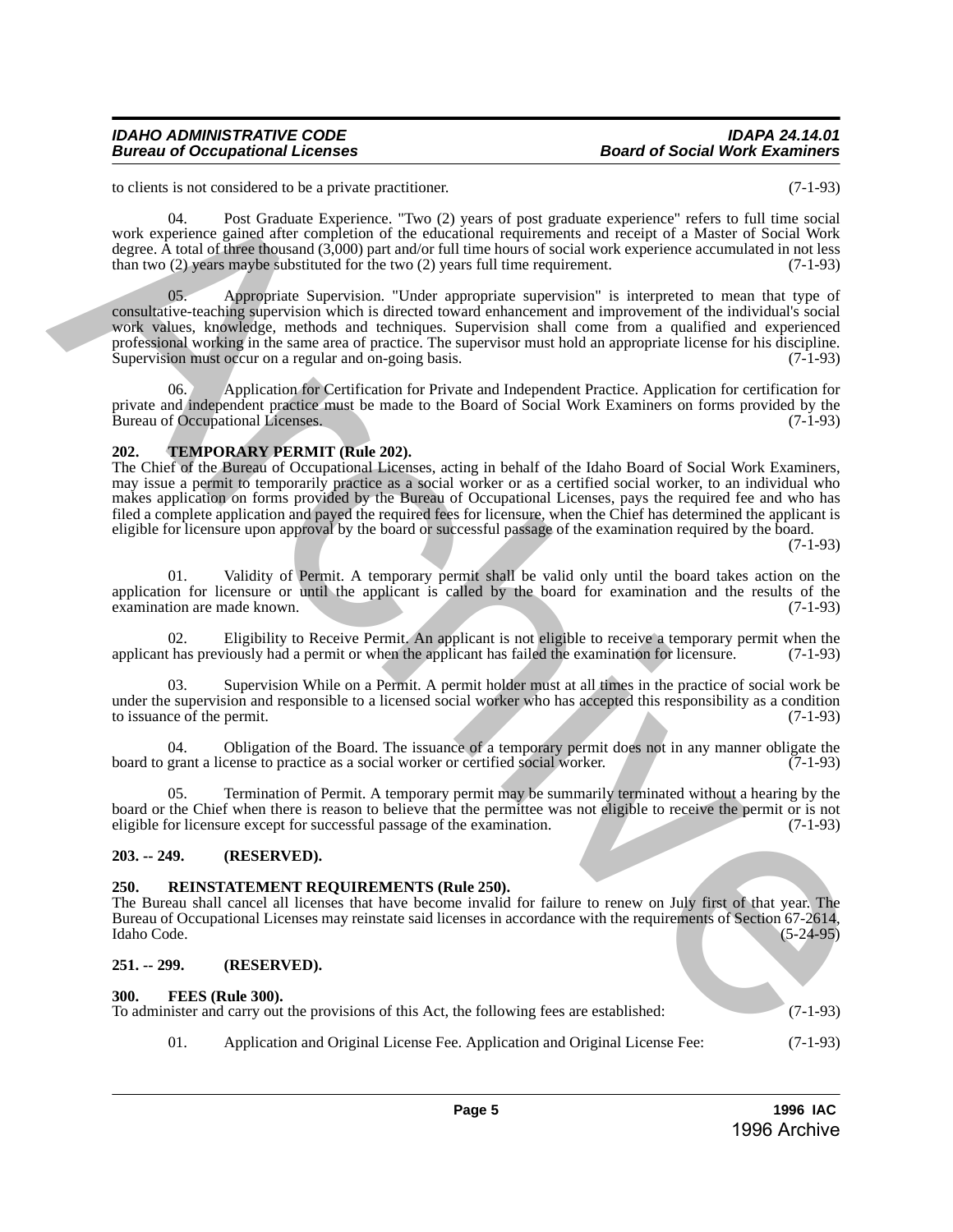to clients is not considered to be a private practitioner. (7-1-93)

04. Post Graduate Experience. "Two (2) years of post graduate experience" refers to full time social work experience gained after completion of the educational requirements and receipt of a Master of Social Work degree. A total of three thousand (3,000) part and/or full time hours of social work experience accumulated in not less than two (2) years maybe substituted for the two (2) years full time requirement. (7-1-93)

05. Appropriate Supervision. "Under appropriate supervision" is interpreted to mean that type of consultative-teaching supervision which is directed toward enhancement and improvement of the individual's social work values, knowledge, methods and techniques. Supervision shall come from a qualified and experienced professional working in the same area of practice. The supervisor must hold an appropriate license for his discipline. Supervision must occur on a regular and on-going basis. (7-1-93)

06. Application for Certification for Private and Independent Practice. Application for certification for private and independent practice must be made to the Board of Social Work Examiners on forms provided by the Bureau of Occupational Licenses. (7-1-93)

## 202. TEMPORARY PERMIT (Rule 202).

The Chief of the Bureau of Occupational Licenses, acting in behalf of the Idaho Board of Social Work Examiners, may issue a permit to temporarily practice as a social worker or as a certified social worker, to an individual who makes application on forms provided by the Bureau of Occupational Licenses, pays the required fee and who has filed a complete application and payed the required fees for licensure, when the Chief has determined the applicant is eligible for licensure upon approval by the board or successful passage of the examination required by the board. (7-1-93)

01. Validity of Permit. A temporary permit shall be valid only until the board takes action on the application for licensure or until the applicant is called by the board for examination and the results of the examination are made known. (7-1-93)

02. Eligibility to Receive Permit. An applicant is not eligible to receive a temporary permit when the applicant has previously had a permit or when the applicant has failed the examination for licensure. (7-1-93)

03. Supervision While on a Permit. A permit holder must at all times in the practice of social work be under the supervision and responsible to a licensed social worker who has accepted this responsibility as a condition to issuance of the permit. (7-1-93)

04. Obligation of the Board. The issuance of a temporary permit does not in any manner obligate the board to grant a license to practice as a social worker or certified social worker. (7-1-93)

05. Termination of Permit. A temporary permit may be summarily terminated without a hearing by the board or the Chief when there is reason to believe that the permittee was not eligible to receive the permit or is not eligible for licensure except for successful passage of the examination. (7-1-93)

## 203. -- 249. (RESERVED).

## 250. REINSTATEMENT REQUIREMENTS (Rule 250).

The Bureau shall cancel all licenses that have become invalid for failure to renew on July first of that year. The Bureau of Occupational Licenses may reinstate said licenses in accordance with the requirements of Section 67-2614, Idaho Code. (5-24-95)

## 251. -- 299. (RESERVED).

## 300. FEES (Rule 300).

To administer and carry out the provisions of this Act, the following fees are established: (7-1-93)

01. Application and Original License Fee. Application and Original License Fee: (7-1-93)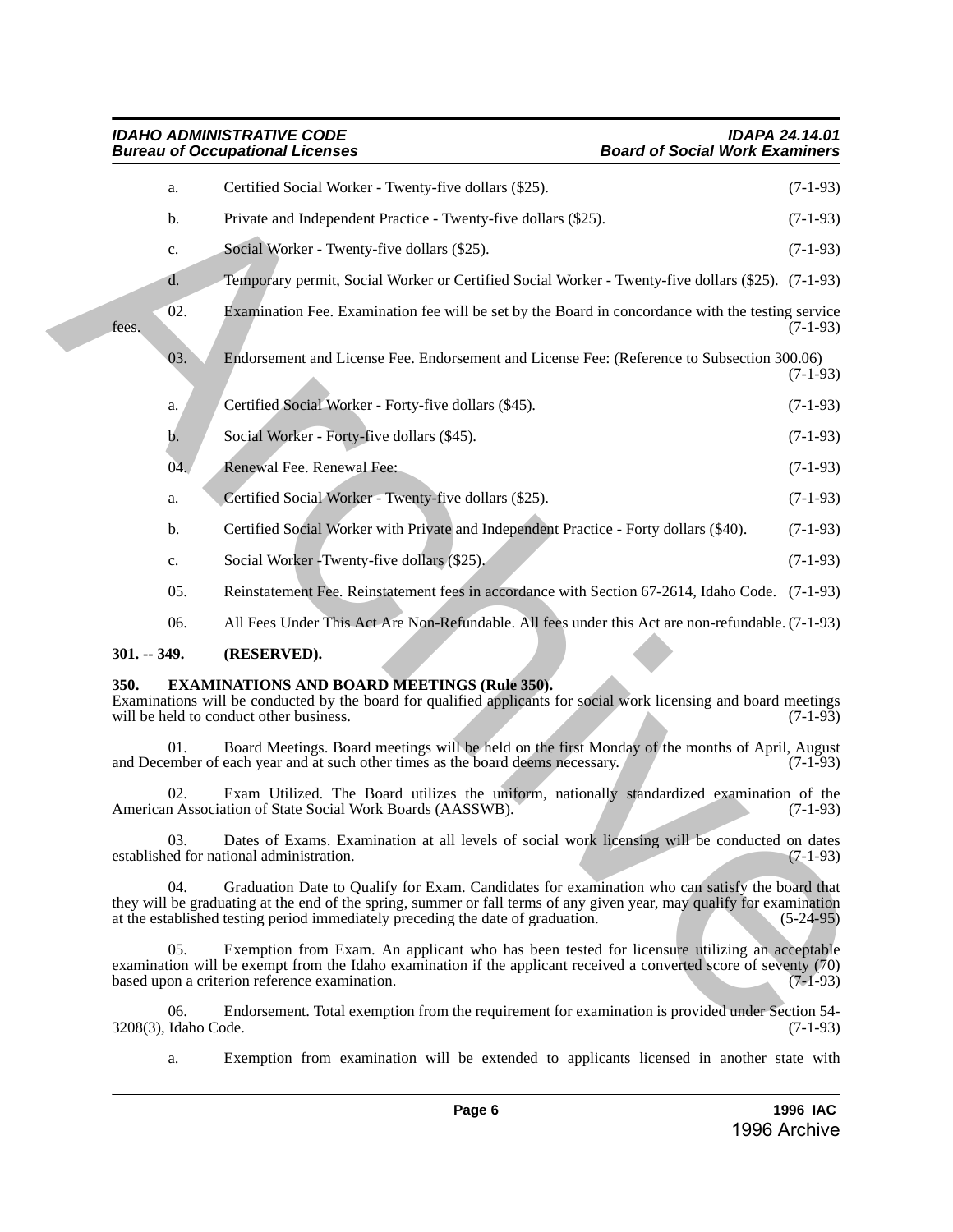a. Certified Social Worker - Twenty-five dollars ($25). (7-1-93)

b. Private and Independent Practice - Twenty-five dollars ($25). (7-1-93)

c. Social Worker - Twenty-five dollars ($25). (7-1-93)

d. Temporary permit, Social Worker or Certified Social Worker - Twenty-five dollars ($25). (7-1-93)

02. Examination Fee. Examination fee will be set by the Board in concordance with the testing service fees. (7-1-93)

03. Endorsement and License Fee. Endorsement and License Fee: (Reference to Subsection 300.06) (7-1-93)

a. Certified Social Worker - Forty-five dollars ($45). (7-1-93)

b. Social Worker - Forty-five dollars ($45). (7-1-93)

04. Renewal Fee. Renewal Fee: (7-1-93)

a. Certified Social Worker - Twenty-five dollars ($25). (7-1-93)

b. Certified Social Worker with Private and Independent Practice - Forty dollars ($40). (7-1-93)

c. Social Worker -Twenty-five dollars ($25). (7-1-93)

05. Reinstatement Fee. Reinstatement fees in accordance with Section 67-2614, Idaho Code. (7-1-93)

06. All Fees Under This Act Are Non-Refundable. All fees under this Act are non-refundable. (7-1-93)

**301. -- 349. (RESERVED).**

**350. EXAMINATIONS AND BOARD MEETINGS (Rule 350).**

Examinations will be conducted by the board for qualified applicants for social work licensing and board meetings will be held to conduct other business. (7-1-93)

01. Board Meetings. Board meetings will be held on the first Monday of the months of April, August and December of each year and at such other times as the board deems necessary. (7-1-93)

02. Exam Utilized. The Board utilizes the uniform, nationally standardized examination of the American Association of State Social Work Boards (AASSWB). (7-1-93)

03. Dates of Exams. Examination at all levels of social work licensing will be conducted on dates established for national administration. (7-1-93)

04. Graduation Date to Qualify for Exam. Candidates for examination who can satisfy the board that they will be graduating at the end of the spring, summer or fall terms of any given year, may qualify for examination at the established testing period immediately preceding the date of graduation. (5-24-95)

05. Exemption from Exam. An applicant who has been tested for licensure utilizing an acceptable examination will be exempt from the Idaho examination if the applicant received a converted score of seventy (70) based upon a criterion reference examination. (7-1-93)

06. Endorsement. Total exemption from the requirement for examination is provided under Section 54-3208(3), Idaho Code. (7-1-93)

a. Exemption from examination will be extended to applicants licensed in another state with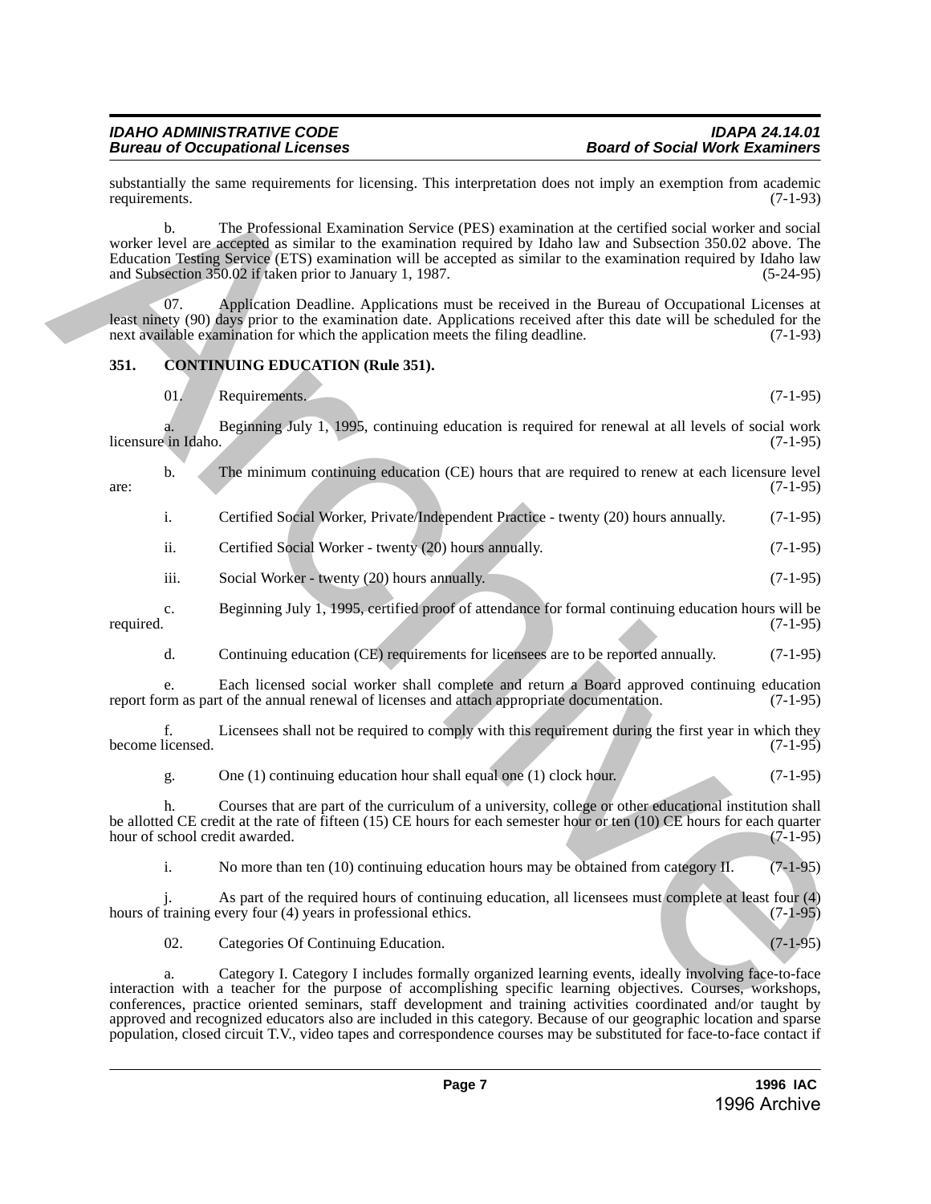substantially the same requirements for licensing. This interpretation does not imply an exemption from academic requirements. (7-1-93)

b. The Professional Examination Service (PES) examination at the certified social worker and social worker level are accepted as similar to the examination required by Idaho law and Subsection 350.02 above. The Education Testing Service (ETS) examination will be accepted as similar to the examination required by Idaho law and Subsection 350.02 if taken prior to January 1, 1987. (5-24-95)

07. Application Deadline. Applications must be received in the Bureau of Occupational Licenses at least ninety (90) days prior to the examination date. Applications received after this date will be scheduled for the next available examination for which the application meets the filing deadline. (7-1-93)

## 351. CONTINUING EDUCATION (Rule 351).

01. Requirements. (7-1-95)

a. Beginning July 1, 1995, continuing education is required for renewal at all levels of social work licensure in Idaho. (7-1-95)

b. The minimum continuing education (CE) hours that are required to renew at each licensure level are: (7-1-95)

i. Certified Social Worker, Private/Independent Practice - twenty (20) hours annually. (7-1-95)

ii. Certified Social Worker - twenty (20) hours annually. (7-1-95)

iii. Social Worker - twenty (20) hours annually. (7-1-95)

c. Beginning July 1, 1995, certified proof of attendance for formal continuing education hours will be required. (7-1-95)

d. Continuing education (CE) requirements for licensees are to be reported annually. (7-1-95)

e. Each licensed social worker shall complete and return a Board approved continuing education report form as part of the annual renewal of licenses and attach appropriate documentation. (7-1-95)

f. Licensees shall not be required to comply with this requirement during the first year in which they become licensed. (7-1-95)

g. One (1) continuing education hour shall equal one (1) clock hour. (7-1-95)

h. Courses that are part of the curriculum of a university, college or other educational institution shall be allotted CE credit at the rate of fifteen (15) CE hours for each semester hour or ten (10) CE hours for each quarter hour of school credit awarded. (7-1-95)

i. No more than ten (10) continuing education hours may be obtained from category II. (7-1-95)

j. As part of the required hours of continuing education, all licensees must complete at least four (4) hours of training every four (4) years in professional ethics. (7-1-95)

02. Categories Of Continuing Education. (7-1-95)

a. Category I. Category I includes formally organized learning events, ideally involving face-to-face interaction with a teacher for the purpose of accomplishing specific learning objectives. Courses, workshops, conferences, practice oriented seminars, staff development and training activities coordinated and/or taught by approved and recognized educators also are included in this category. Because of our geographic location and sparse population, closed circuit T.V., video tapes and correspondence courses may be substituted for face-to-face contact if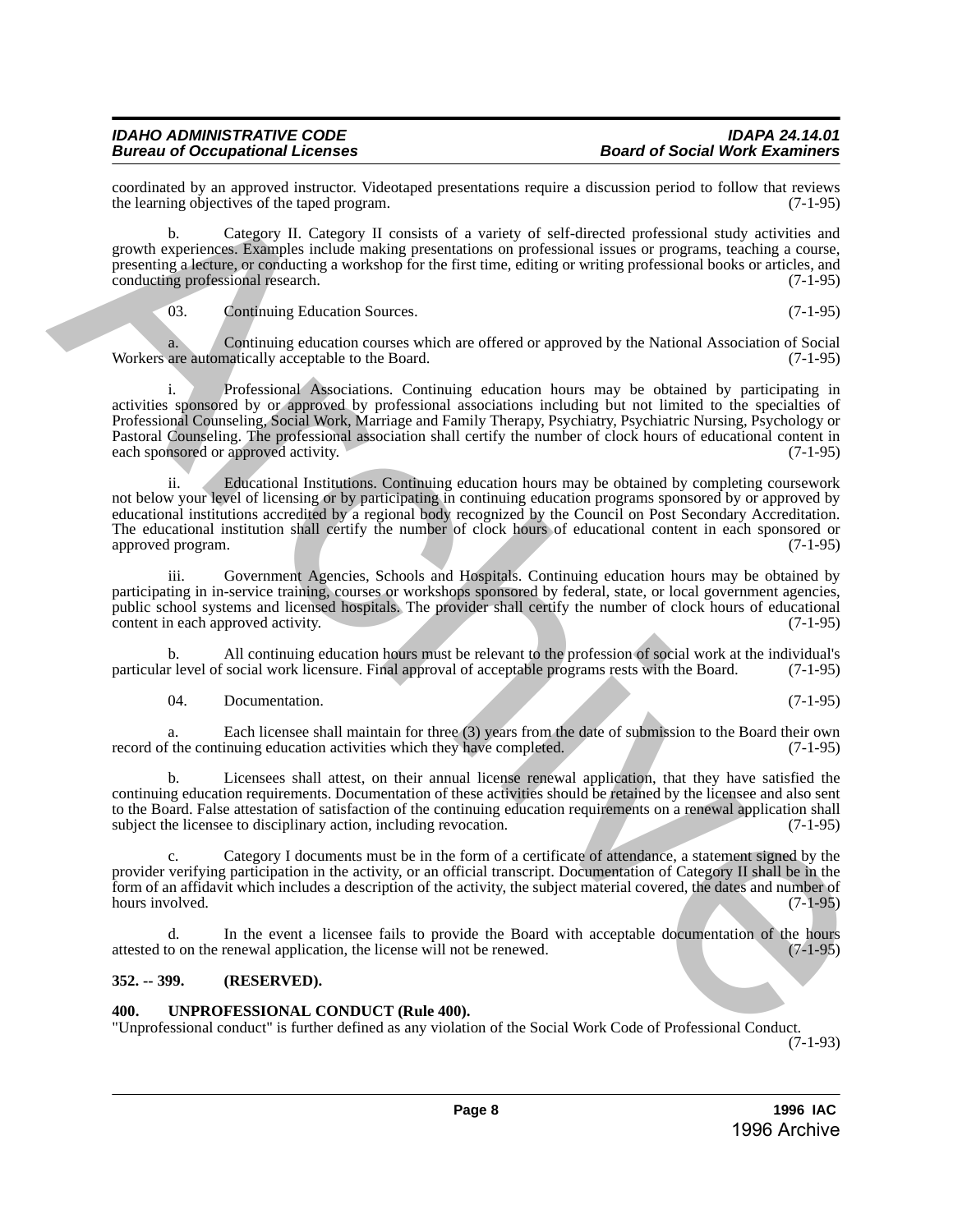coordinated by an approved instructor. Videotaped presentations require a discussion period to follow that reviews the learning objectives of the taped program. (7-1-95)

b. Category II. Category II consists of a variety of self-directed professional study activities and growth experiences. Examples include making presentations on professional issues or programs, teaching a course, presenting a lecture, or conducting a workshop for the first time, editing or writing professional books or articles, and conducting professional research. (7-1-95)

03. Continuing Education Sources. (7-1-95)

a. Continuing education courses which are offered or approved by the National Association of Social Workers are automatically acceptable to the Board. (7-1-95)

i. Professional Associations. Continuing education hours may be obtained by participating in activities sponsored by or approved by professional associations including but not limited to the specialties of Professional Counseling, Social Work, Marriage and Family Therapy, Psychiatry, Psychiatric Nursing, Psychology or Pastoral Counseling. The professional association shall certify the number of clock hours of educational content in each sponsored or approved activity. (7-1-95)

ii. Educational Institutions. Continuing education hours may be obtained by completing coursework not below your level of licensing or by participating in continuing education programs sponsored by or approved by educational institutions accredited by a regional body recognized by the Council on Post Secondary Accreditation. The educational institution shall certify the number of clock hours of educational content in each sponsored or approved program. (7-1-95)

iii. Government Agencies, Schools and Hospitals. Continuing education hours may be obtained by participating in in-service training, courses or workshops sponsored by federal, state, or local government agencies, public school systems and licensed hospitals. The provider shall certify the number of clock hours of educational content in each approved activity. (7-1-95)

b. All continuing education hours must be relevant to the profession of social work at the individual's particular level of social work licensure. Final approval of acceptable programs rests with the Board. (7-1-95)

04. Documentation. (7-1-95)

a. Each licensee shall maintain for three (3) years from the date of submission to the Board their own record of the continuing education activities which they have completed. (7-1-95)

b. Licensees shall attest, on their annual license renewal application, that they have satisfied the continuing education requirements. Documentation of these activities should be retained by the licensee and also sent to the Board. False attestation of satisfaction of the continuing education requirements on a renewal application shall subject the licensee to disciplinary action, including revocation. (7-1-95)

c. Category I documents must be in the form of a certificate of attendance, a statement signed by the provider verifying participation in the activity, or an official transcript. Documentation of Category II shall be in the form of an affidavit which includes a description of the activity, the subject material covered, the dates and number of hours involved. (7-1-95)

d. In the event a licensee fails to provide the Board with acceptable documentation of the hours attested to on the renewal application, the license will not be renewed. (7-1-95)

**352. -- 399. (RESERVED).**

**400. UNPROFESSIONAL CONDUCT (Rule 400).**

"Unprofessional conduct" is further defined as any violation of the Social Work Code of Professional Conduct. (7-1-93)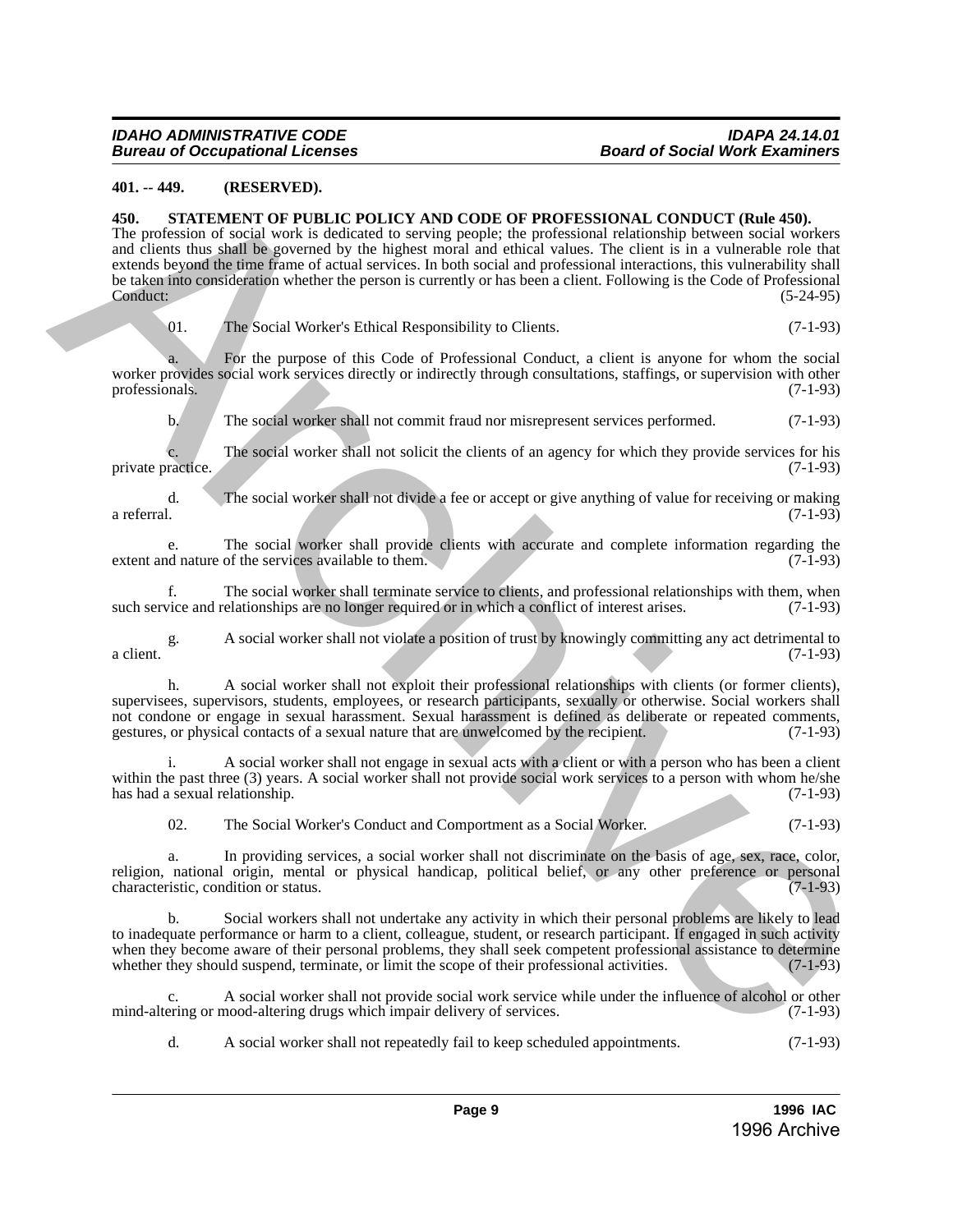**401. -- 449. (RESERVED).**

**450. STATEMENT OF PUBLIC POLICY AND CODE OF PROFESSIONAL CONDUCT (Rule 450).**

The profession of social work is dedicated to serving people; the professional relationship between social workers and clients thus shall be governed by the highest moral and ethical values. The client is in a vulnerable role that extends beyond the time frame of actual services. In both social and professional interactions, this vulnerability shall be taken into consideration whether the person is currently or has been a client. Following is the Code of Professional Conduct: (5-24-95)

01. The Social Worker's Ethical Responsibility to Clients. (7-1-93)

a. For the purpose of this Code of Professional Conduct, a client is anyone for whom the social worker provides social work services directly or indirectly through consultations, staffings, or supervision with other professionals. (7-1-93)

b. The social worker shall not commit fraud nor misrepresent services performed. (7-1-93)

c. The social worker shall not solicit the clients of an agency for which they provide services for his private practice. (7-1-93)

d. The social worker shall not divide a fee or accept or give anything of value for receiving or making a referral. (7-1-93)

e. The social worker shall provide clients with accurate and complete information regarding the extent and nature of the services available to them. (7-1-93)

f. The social worker shall terminate service to clients, and professional relationships with them, when such service and relationships are no longer required or in which a conflict of interest arises. (7-1-93)

g. A social worker shall not violate a position of trust by knowingly committing any act detrimental to a client. (7-1-93)

h. A social worker shall not exploit their professional relationships with clients (or former clients), supervisees, supervisors, students, employees, or research participants, sexually or otherwise. Social workers shall not condone or engage in sexual harassment. Sexual harassment is defined as deliberate or repeated comments, gestures, or physical contacts of a sexual nature that are unwelcomed by the recipient. (7-1-93)

i. A social worker shall not engage in sexual acts with a client or with a person who has been a client within the past three (3) years. A social worker shall not provide social work services to a person with whom he/she has had a sexual relationship. (7-1-93)

02. The Social Worker's Conduct and Comportment as a Social Worker. (7-1-93)

a. In providing services, a social worker shall not discriminate on the basis of age, sex, race, color, religion, national origin, mental or physical handicap, political belief, or any other preference or personal characteristic, condition or status. (7-1-93)

b. Social workers shall not undertake any activity in which their personal problems are likely to lead to inadequate performance or harm to a client, colleague, student, or research participant. If engaged in such activity when they become aware of their personal problems, they shall seek competent professional assistance to determine whether they should suspend, terminate, or limit the scope of their professional activities. (7-1-93)

c. A social worker shall not provide social work service while under the influence of alcohol or other mind-altering or mood-altering drugs which impair delivery of services. (7-1-93)

d. A social worker shall not repeatedly fail to keep scheduled appointments. (7-1-93)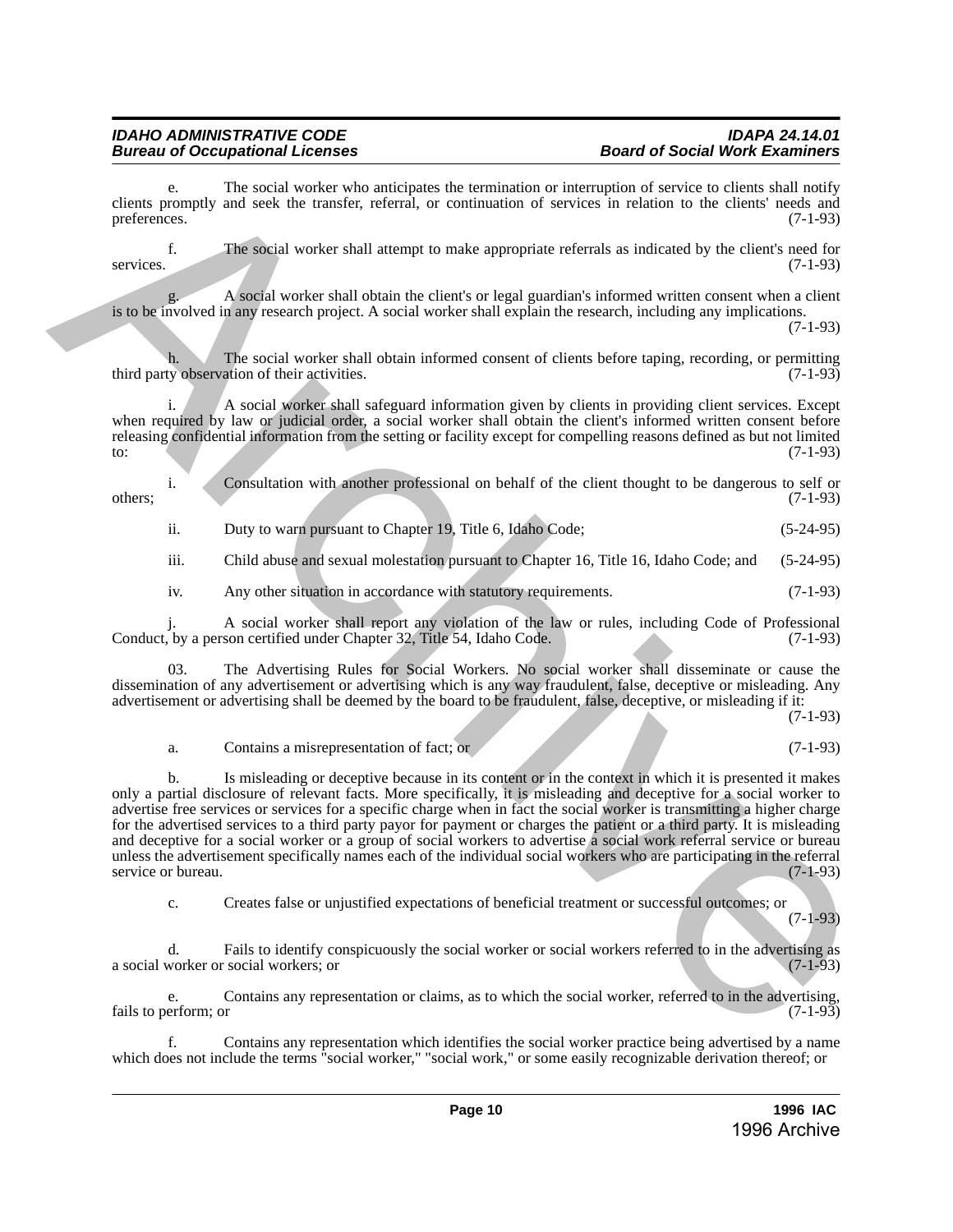e. The social worker who anticipates the termination or interruption of service to clients shall notify clients promptly and seek the transfer, referral, or continuation of services in relation to the clients' needs and preferences. (7-1-93)

f. The social worker shall attempt to make appropriate referrals as indicated by the client's need for services. (7-1-93)

g. A social worker shall obtain the client's or legal guardian's informed written consent when a client is to be involved in any research project. A social worker shall explain the research, including any implications. (7-1-93)

h. The social worker shall obtain informed consent of clients before taping, recording, or permitting third party observation of their activities. (7-1-93)

i. A social worker shall safeguard information given by clients in providing client services. Except when required by law or judicial order, a social worker shall obtain the client's informed written consent before releasing confidential information from the setting or facility except for compelling reasons defined as but not limited to: (7-1-93)

i. Consultation with another professional on behalf of the client thought to be dangerous to self or others; (7-1-93)

ii. Duty to warn pursuant to Chapter 19, Title 6, Idaho Code; (5-24-95)

iii. Child abuse and sexual molestation pursuant to Chapter 16, Title 16, Idaho Code; and (5-24-95)

iv. Any other situation in accordance with statutory requirements. (7-1-93)

j. A social worker shall report any violation of the law or rules, including Code of Professional Conduct, by a person certified under Chapter 32, Title 54, Idaho Code. (7-1-93)

03. The Advertising Rules for Social Workers. No social worker shall disseminate or cause the dissemination of any advertisement or advertising which is any way fraudulent, false, deceptive or misleading. Any advertisement or advertising shall be deemed by the board to be fraudulent, false, deceptive, or misleading if it: (7-1-93)

a. Contains a misrepresentation of fact; or (7-1-93)

b. Is misleading or deceptive because in its content or in the context in which it is presented it makes only a partial disclosure of relevant facts. More specifically, it is misleading and deceptive for a social worker to advertise free services or services for a specific charge when in fact the social worker is transmitting a higher charge for the advertised services to a third party payor for payment or charges the patient or a third party. It is misleading and deceptive for a social worker or a group of social workers to advertise a social work referral service or bureau unless the advertisement specifically names each of the individual social workers who are participating in the referral service or bureau. (7-1-93)

c. Creates false or unjustified expectations of beneficial treatment or successful outcomes; or (7-1-93)

d. Fails to identify conspicuously the social worker or social workers referred to in the advertising as a social worker or social workers; or (7-1-93)

e. Contains any representation or claims, as to which the social worker, referred to in the advertising, fails to perform; or (7-1-93)

f. Contains any representation which identifies the social worker practice being advertised by a name which does not include the terms "social worker," "social work," or some easily recognizable derivation thereof; or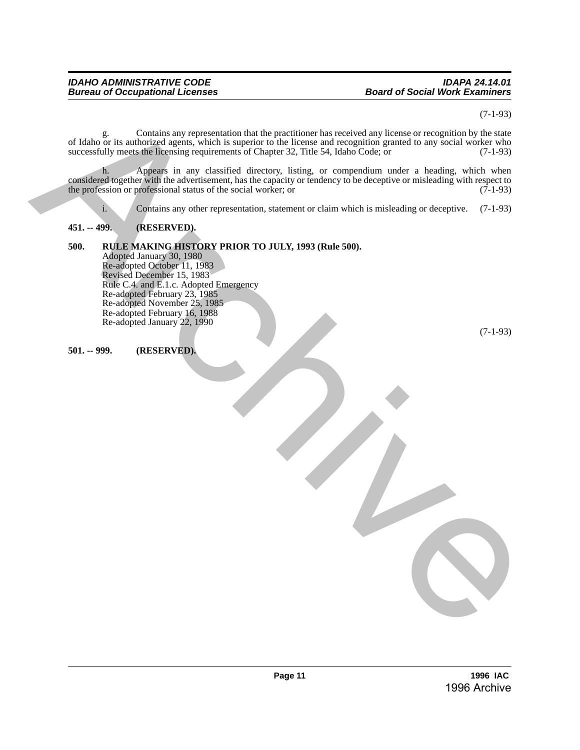(7-1-93)

g. Contains any representation that the practitioner has received any license or recognition by the state of Idaho or its authorized agents, which is superior to the license and recognition granted to any social worker who successfully meets the licensing requirements of Chapter 32, Title 54, Idaho Code; or (7-1-93)

h. Appears in any classified directory, listing, or compendium under a heading, which when considered together with the advertisement, has the capacity or tendency to be deceptive or misleading with respect to the profession or professional status of the social worker; or (7-1-93)

i. Contains any other representation, statement or claim which is misleading or deceptive. (7-1-93)

**451. -- 499. (RESERVED).**

**500. RULE MAKING HISTORY PRIOR TO JULY, 1993 (Rule 500).**

Adopted January 30, 1980
Re-adopted October 11, 1983
Revised December 15, 1983
Rule C.4. and E.1.c. Adopted Emergency
Re-adopted February 23, 1985
Re-adopted November 25, 1985
Re-adopted February 16, 1988
Re-adopted January 22, 1990

(7-1-93)

**501. -- 999. (RESERVED).**